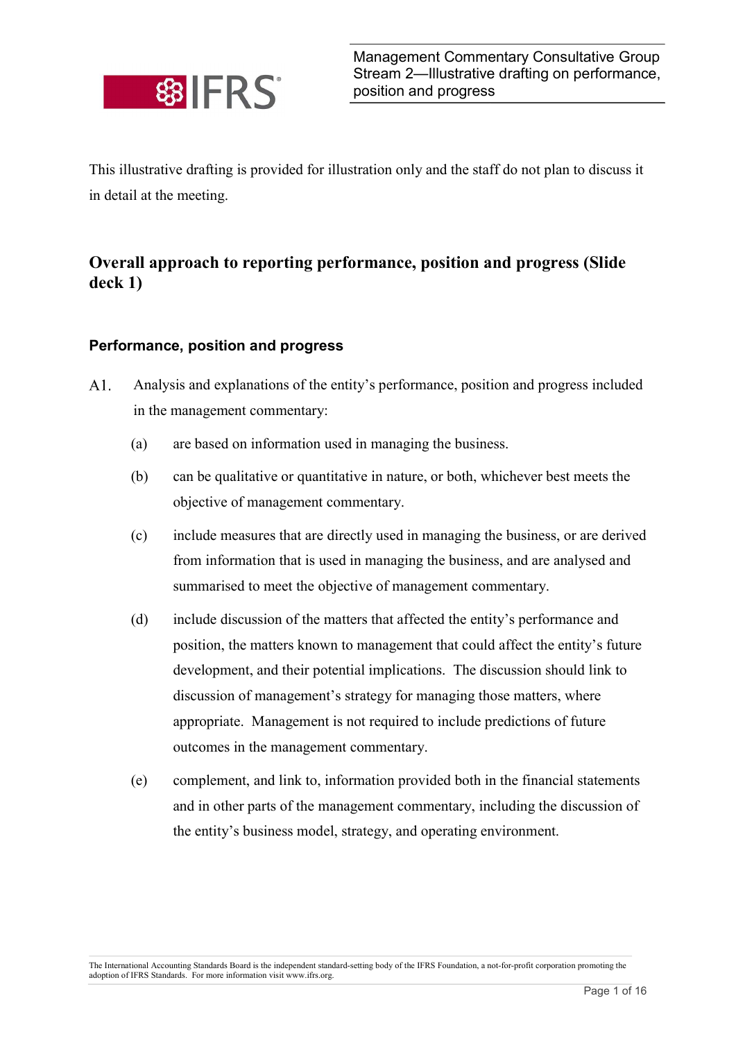This illustrative drafting is provided for illustration only and the staff do not plan to discuss it in detail at the meeting.

## Overall approach to reporting performance, position and progress (Slide deck 1)

### Performance, position and progress

A1. Analysis and explanations of the entity's performance, position and progress included in the management commentary:

(a) are based on information used in managing the business.

(b) can be qualitative or quantitative in nature, or both, whichever best meets the objective of management commentary.

(c) include measures that are directly used in managing the business, or are derived from information that is used in managing the business, and are analysed and summarised to meet the objective of management commentary.

(d) include discussion of the matters that affected the entity's performance and position, the matters known to management that could affect the entity's future development, and their potential implications. The discussion should link to discussion of management's strategy for managing those matters, where appropriate. Management is not required to include predictions of future outcomes in the management commentary.

(e) complement, and link to, information provided both in the financial statements and in other parts of the management commentary, including the discussion of the entity's business model, strategy, and operating environment.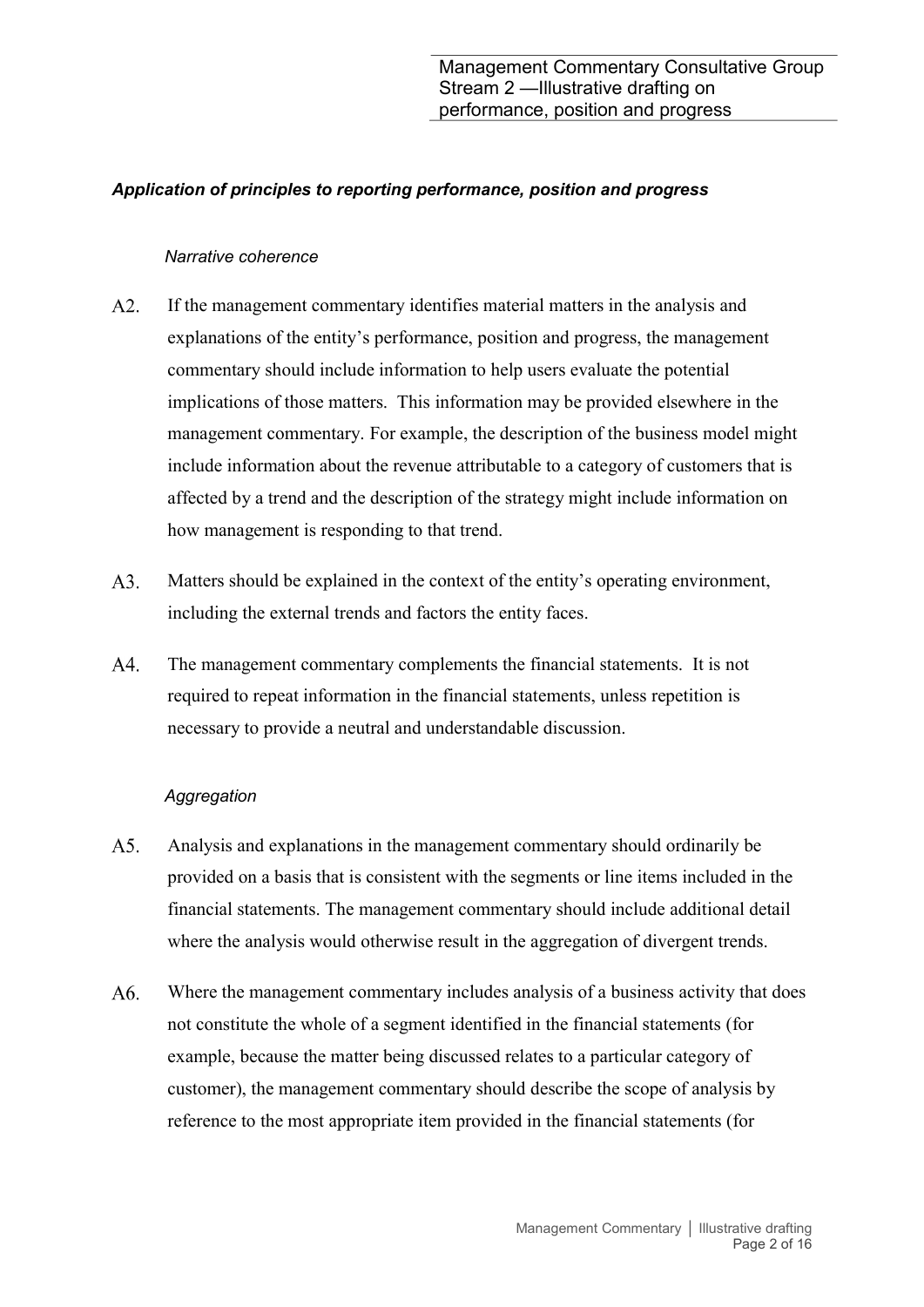### *Application of principles to reporting performance, position and progress*

#### *Narrative coherence*

A2. If the management commentary identifies material matters in the analysis and explanations of the entity's performance, position and progress, the management commentary should include information to help users evaluate the potential implications of those matters. This information may be provided elsewhere in the management commentary. For example, the description of the business model might include information about the revenue attributable to a category of customers that is affected by a trend and the description of the strategy might include information on how management is responding to that trend.

A3. Matters should be explained in the context of the entity's operating environment, including the external trends and factors the entity faces.

A4. The management commentary complements the financial statements. It is not required to repeat information in the financial statements, unless repetition is necessary to provide a neutral and understandable discussion.

#### *Aggregation*

A5. Analysis and explanations in the management commentary should ordinarily be provided on a basis that is consistent with the segments or line items included in the financial statements. The management commentary should include additional detail where the analysis would otherwise result in the aggregation of divergent trends.

A6. Where the management commentary includes analysis of a business activity that does not constitute the whole of a segment identified in the financial statements (for example, because the matter being discussed relates to a particular category of customer), the management commentary should describe the scope of analysis by reference to the most appropriate item provided in the financial statements (for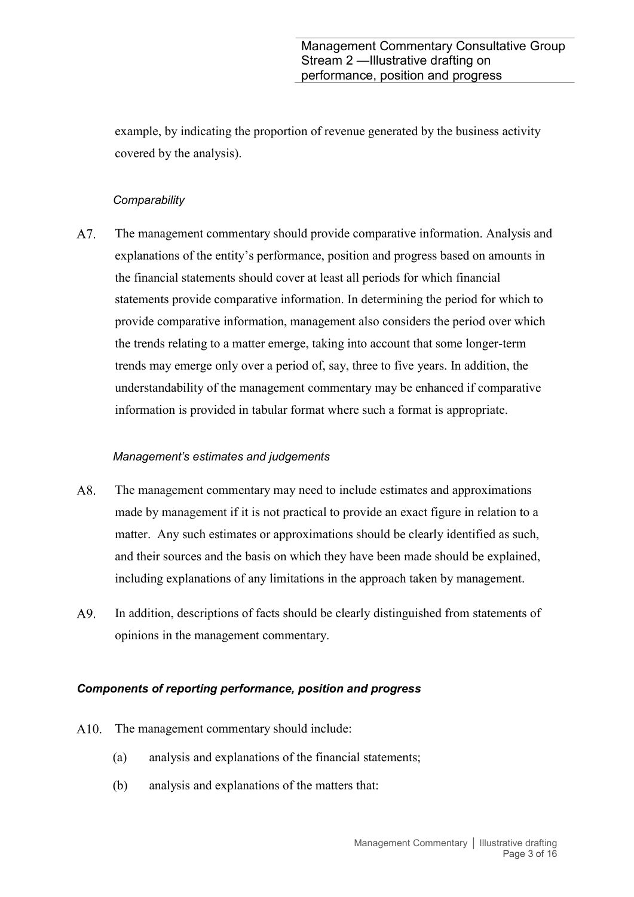example, by indicating the proportion of revenue generated by the business activity covered by the analysis).

### *Comparability*

A7. The management commentary should provide comparative information. Analysis and explanations of the entity's performance, position and progress based on amounts in the financial statements should cover at least all periods for which financial statements provide comparative information. In determining the period for which to provide comparative information, management also considers the period over which the trends relating to a matter emerge, taking into account that some longer-term trends may emerge only over a period of, say, three to five years. In addition, the understandability of the management commentary may be enhanced if comparative information is provided in tabular format where such a format is appropriate.

### *Management's estimates and judgements*

A8. The management commentary may need to include estimates and approximations made by management if it is not practical to provide an exact figure in relation to a matter. Any such estimates or approximations should be clearly identified as such, and their sources and the basis on which they have been made should be explained, including explanations of any limitations in the approach taken by management.

A9. In addition, descriptions of facts should be clearly distinguished from statements of opinions in the management commentary.

## ***Components of reporting performance, position and progress***

A10. The management commentary should include:

(a) analysis and explanations of the financial statements;

(b) analysis and explanations of the matters that: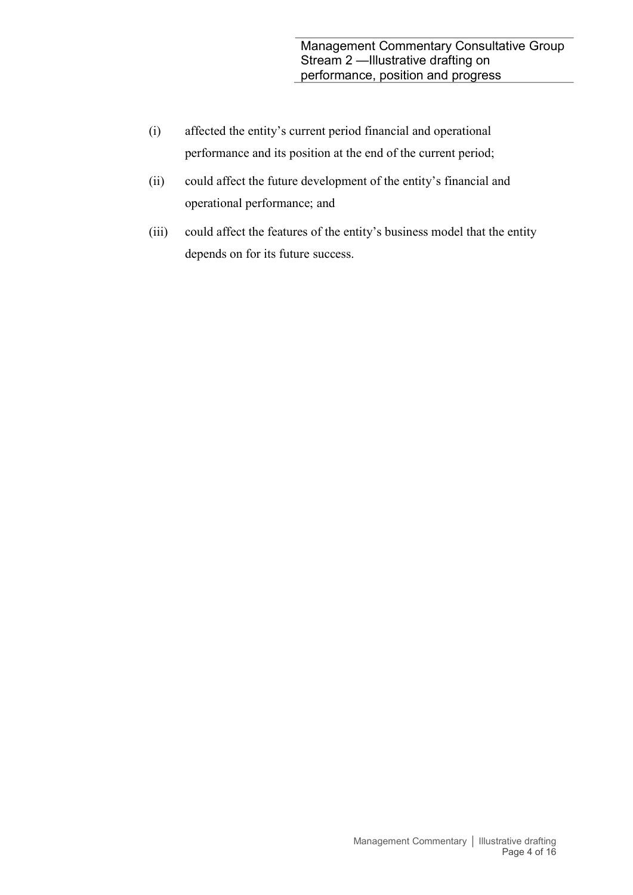(i) affected the entity's current period financial and operational performance and its position at the end of the current period;

(ii) could affect the future development of the entity's financial and operational performance; and

(iii) could affect the features of the entity's business model that the entity depends on for its future success.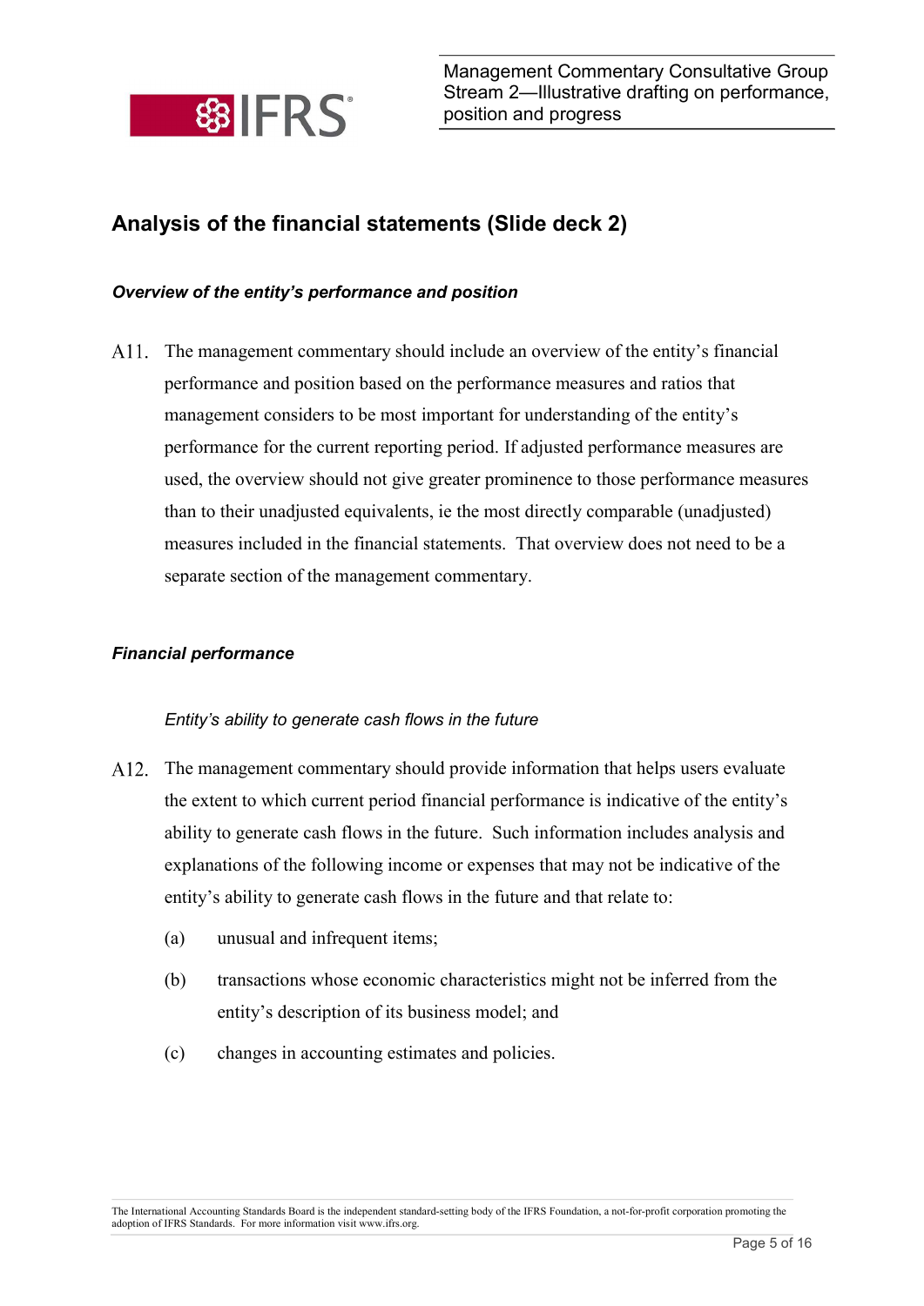## Analysis of the financial statements (Slide deck 2)

### *Overview of the entity's performance and position*

A11. The management commentary should include an overview of the entity's financial performance and position based on the performance measures and ratios that management considers to be most important for understanding of the entity's performance for the current reporting period. If adjusted performance measures are used, the overview should not give greater prominence to those performance measures than to their unadjusted equivalents, ie the most directly comparable (unadjusted) measures included in the financial statements. That overview does not need to be a separate section of the management commentary.

### *Financial performance*

*Entity's ability to generate cash flows in the future*

A12. The management commentary should provide information that helps users evaluate the extent to which current period financial performance is indicative of the entity's ability to generate cash flows in the future. Such information includes analysis and explanations of the following income or expenses that may not be indicative of the entity's ability to generate cash flows in the future and that relate to:

(a) unusual and infrequent items;

(b) transactions whose economic characteristics might not be inferred from the entity's description of its business model; and

(c) changes in accounting estimates and policies.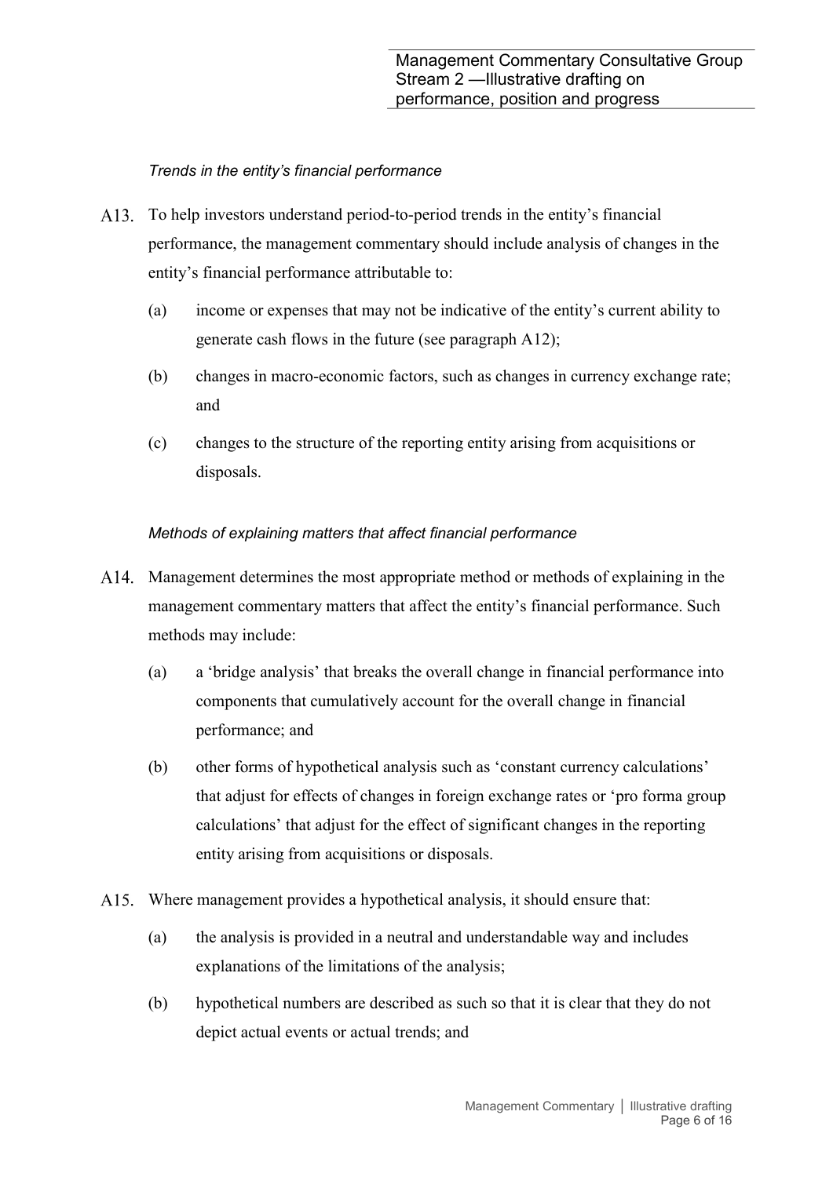*Trends in the entity's financial performance*

A13. To help investors understand period-to-period trends in the entity's financial performance, the management commentary should include analysis of changes in the entity's financial performance attributable to:

(a) income or expenses that may not be indicative of the entity's current ability to generate cash flows in the future (see paragraph A12);

(b) changes in macro-economic factors, such as changes in currency exchange rate; and

(c) changes to the structure of the reporting entity arising from acquisitions or disposals.

*Methods of explaining matters that affect financial performance*

A14. Management determines the most appropriate method or methods of explaining in the management commentary matters that affect the entity's financial performance. Such methods may include:

(a) a 'bridge analysis' that breaks the overall change in financial performance into components that cumulatively account for the overall change in financial performance; and

(b) other forms of hypothetical analysis such as 'constant currency calculations' that adjust for effects of changes in foreign exchange rates or 'pro forma group calculations' that adjust for the effect of significant changes in the reporting entity arising from acquisitions or disposals.

A15. Where management provides a hypothetical analysis, it should ensure that:

(a) the analysis is provided in a neutral and understandable way and includes explanations of the limitations of the analysis;

(b) hypothetical numbers are described as such so that it is clear that they do not depict actual events or actual trends; and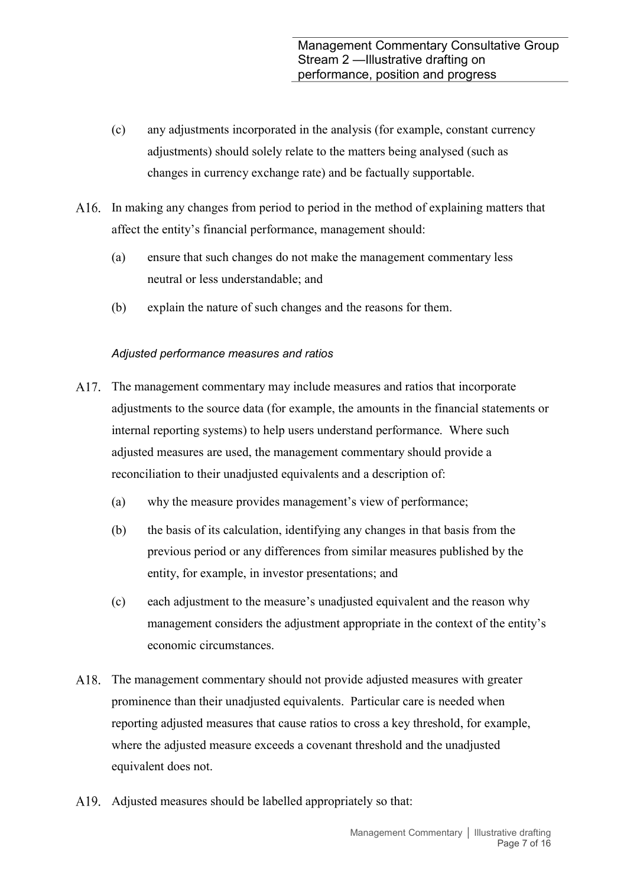(c) any adjustments incorporated in the analysis (for example, constant currency adjustments) should solely relate to the matters being analysed (such as changes in currency exchange rate) and be factually supportable.

A16. In making any changes from period to period in the method of explaining matters that affect the entity's financial performance, management should:

(a) ensure that such changes do not make the management commentary less neutral or less understandable; and

(b) explain the nature of such changes and the reasons for them.

*Adjusted performance measures and ratios*

A17. The management commentary may include measures and ratios that incorporate adjustments to the source data (for example, the amounts in the financial statements or internal reporting systems) to help users understand performance. Where such adjusted measures are used, the management commentary should provide a reconciliation to their unadjusted equivalents and a description of:

(a) why the measure provides management's view of performance;

(b) the basis of its calculation, identifying any changes in that basis from the previous period or any differences from similar measures published by the entity, for example, in investor presentations; and

(c) each adjustment to the measure's unadjusted equivalent and the reason why management considers the adjustment appropriate in the context of the entity's economic circumstances.

A18. The management commentary should not provide adjusted measures with greater prominence than their unadjusted equivalents. Particular care is needed when reporting adjusted measures that cause ratios to cross a key threshold, for example, where the adjusted measure exceeds a covenant threshold and the unadjusted equivalent does not.

A19. Adjusted measures should be labelled appropriately so that: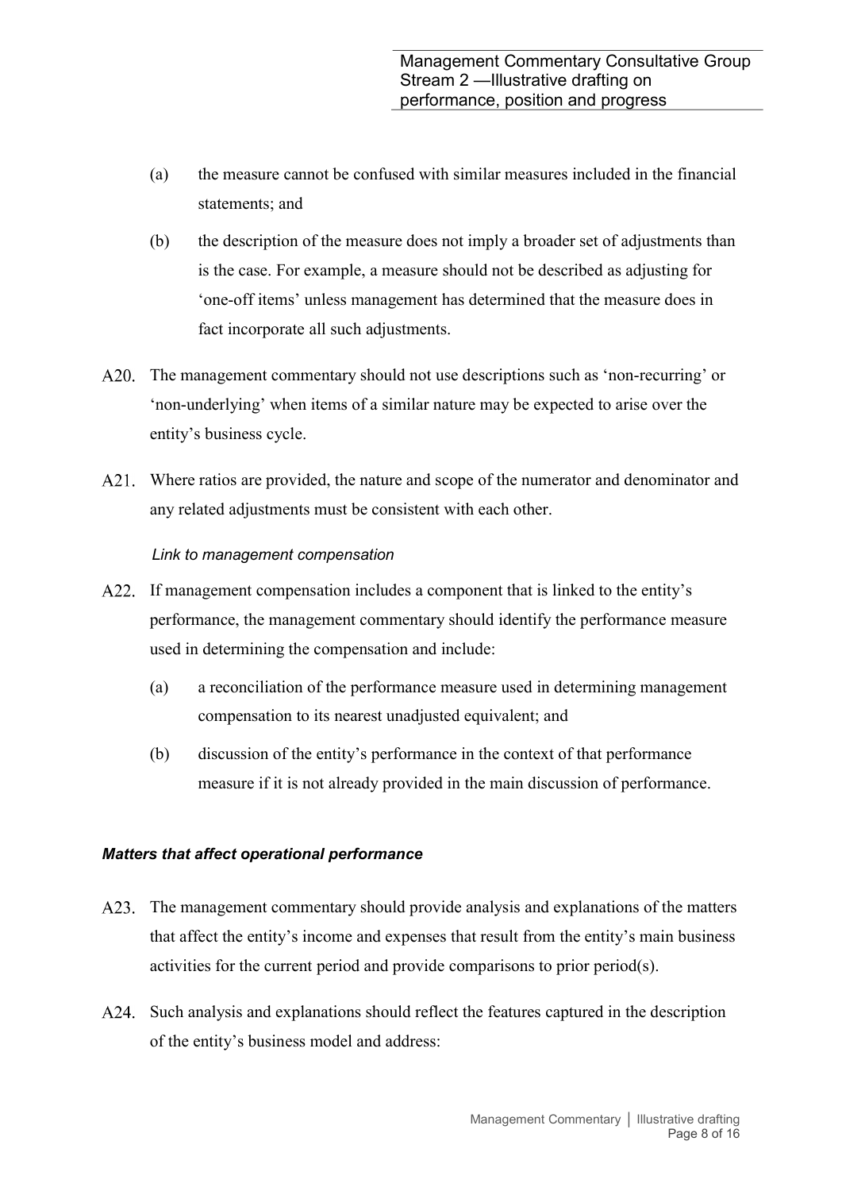(a) the measure cannot be confused with similar measures included in the financial statements; and

(b) the description of the measure does not imply a broader set of adjustments than is the case. For example, a measure should not be described as adjusting for 'one-off items' unless management has determined that the measure does in fact incorporate all such adjustments.

A20. The management commentary should not use descriptions such as 'non-recurring' or 'non-underlying' when items of a similar nature may be expected to arise over the entity's business cycle.

A21. Where ratios are provided, the nature and scope of the numerator and denominator and any related adjustments must be consistent with each other.

*Link to management compensation*

A22. If management compensation includes a component that is linked to the entity's performance, the management commentary should identify the performance measure used in determining the compensation and include:

(a) a reconciliation of the performance measure used in determining management compensation to its nearest unadjusted equivalent; and

(b) discussion of the entity's performance in the context of that performance measure if it is not already provided in the main discussion of performance.

### *Matters that affect operational performance*

A23. The management commentary should provide analysis and explanations of the matters that affect the entity's income and expenses that result from the entity's main business activities for the current period and provide comparisons to prior period(s).

A24. Such analysis and explanations should reflect the features captured in the description of the entity's business model and address: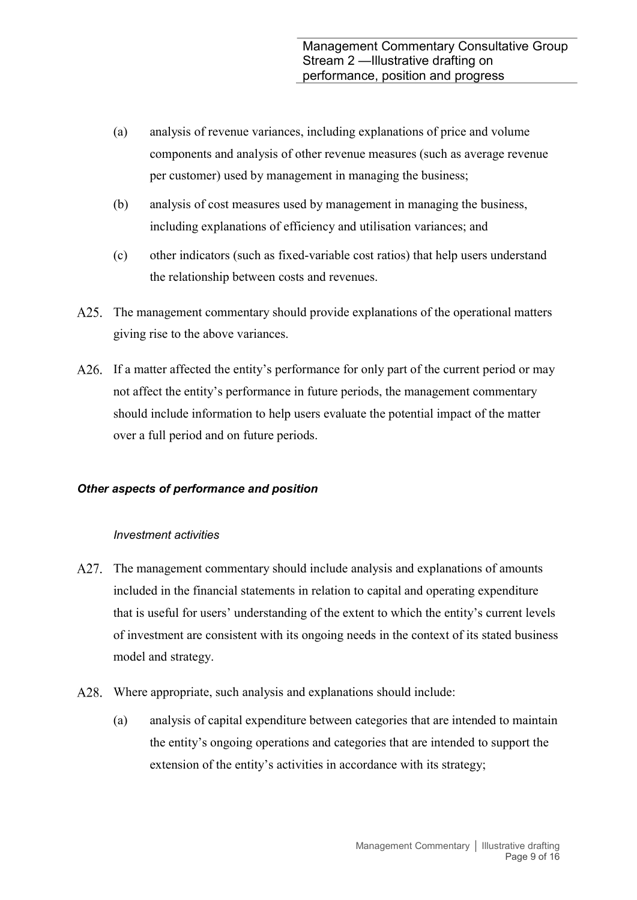(a) analysis of revenue variances, including explanations of price and volume components and analysis of other revenue measures (such as average revenue per customer) used by management in managing the business;

(b) analysis of cost measures used by management in managing the business, including explanations of efficiency and utilisation variances; and

(c) other indicators (such as fixed-variable cost ratios) that help users understand the relationship between costs and revenues.

A25. The management commentary should provide explanations of the operational matters giving rise to the above variances.

A26. If a matter affected the entity's performance for only part of the current period or may not affect the entity's performance in future periods, the management commentary should include information to help users evaluate the potential impact of the matter over a full period and on future periods.

#### ***Other aspects of performance and position***

##### *Investment activities*

A27. The management commentary should include analysis and explanations of amounts included in the financial statements in relation to capital and operating expenditure that is useful for users' understanding of the extent to which the entity's current levels of investment are consistent with its ongoing needs in the context of its stated business model and strategy.

A28. Where appropriate, such analysis and explanations should include:

(a) analysis of capital expenditure between categories that are intended to maintain the entity's ongoing operations and categories that are intended to support the extension of the entity's activities in accordance with its strategy;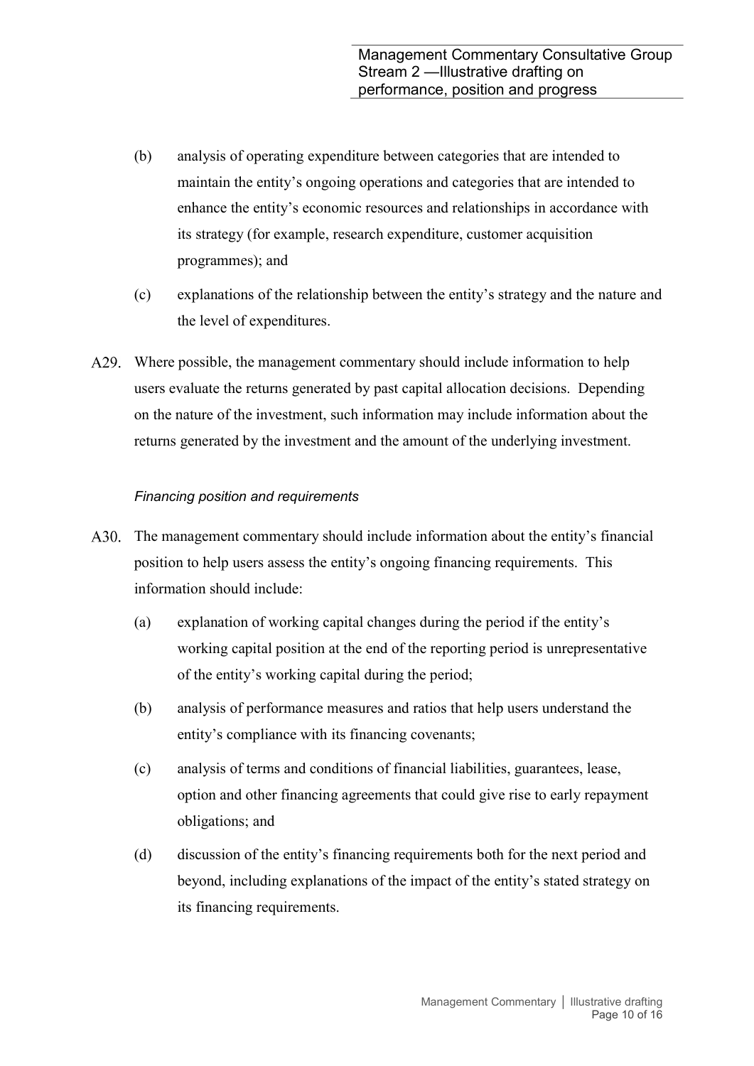(b) analysis of operating expenditure between categories that are intended to maintain the entity's ongoing operations and categories that are intended to enhance the entity's economic resources and relationships in accordance with its strategy (for example, research expenditure, customer acquisition programmes); and

(c) explanations of the relationship between the entity's strategy and the nature and the level of expenditures.

A29. Where possible, the management commentary should include information to help users evaluate the returns generated by past capital allocation decisions. Depending on the nature of the investment, such information may include information about the returns generated by the investment and the amount of the underlying investment.

*Financing position and requirements*

A30. The management commentary should include information about the entity's financial position to help users assess the entity's ongoing financing requirements. This information should include:

(a) explanation of working capital changes during the period if the entity's working capital position at the end of the reporting period is unrepresentative of the entity's working capital during the period;

(b) analysis of performance measures and ratios that help users understand the entity's compliance with its financing covenants;

(c) analysis of terms and conditions of financial liabilities, guarantees, lease, option and other financing agreements that could give rise to early repayment obligations; and

(d) discussion of the entity's financing requirements both for the next period and beyond, including explanations of the impact of the entity's stated strategy on its financing requirements.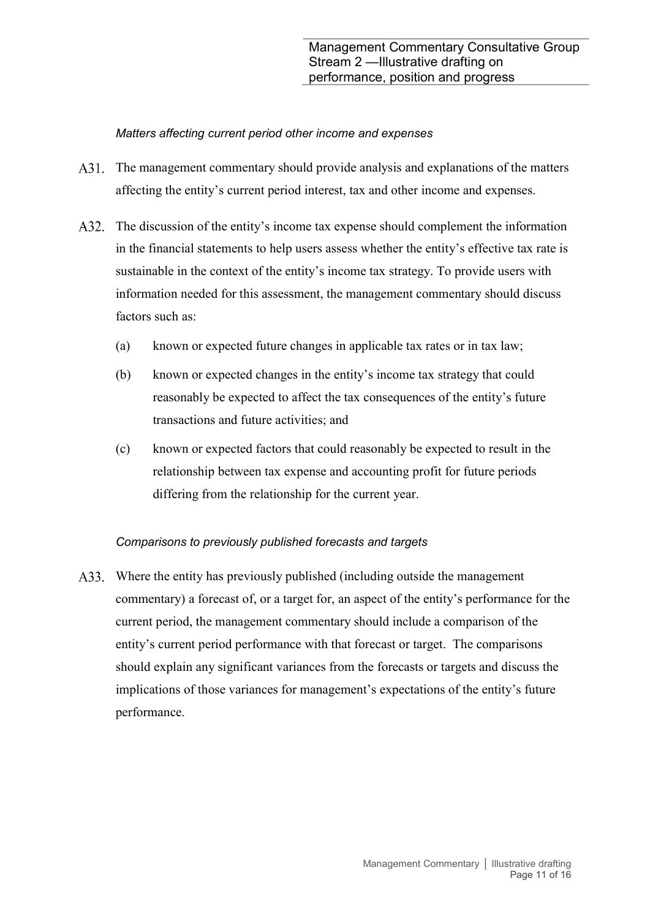*Matters affecting current period other income and expenses*

A31. The management commentary should provide analysis and explanations of the matters affecting the entity's current period interest, tax and other income and expenses.

A32. The discussion of the entity's income tax expense should complement the information in the financial statements to help users assess whether the entity's effective tax rate is sustainable in the context of the entity's income tax strategy. To provide users with information needed for this assessment, the management commentary should discuss factors such as:

(a) known or expected future changes in applicable tax rates or in tax law;

(b) known or expected changes in the entity's income tax strategy that could reasonably be expected to affect the tax consequences of the entity's future transactions and future activities; and

(c) known or expected factors that could reasonably be expected to result in the relationship between tax expense and accounting profit for future periods differing from the relationship for the current year.

*Comparisons to previously published forecasts and targets*

A33. Where the entity has previously published (including outside the management commentary) a forecast of, or a target for, an aspect of the entity's performance for the current period, the management commentary should include a comparison of the entity's current period performance with that forecast or target. The comparisons should explain any significant variances from the forecasts or targets and discuss the implications of those variances for management's expectations of the entity's future performance.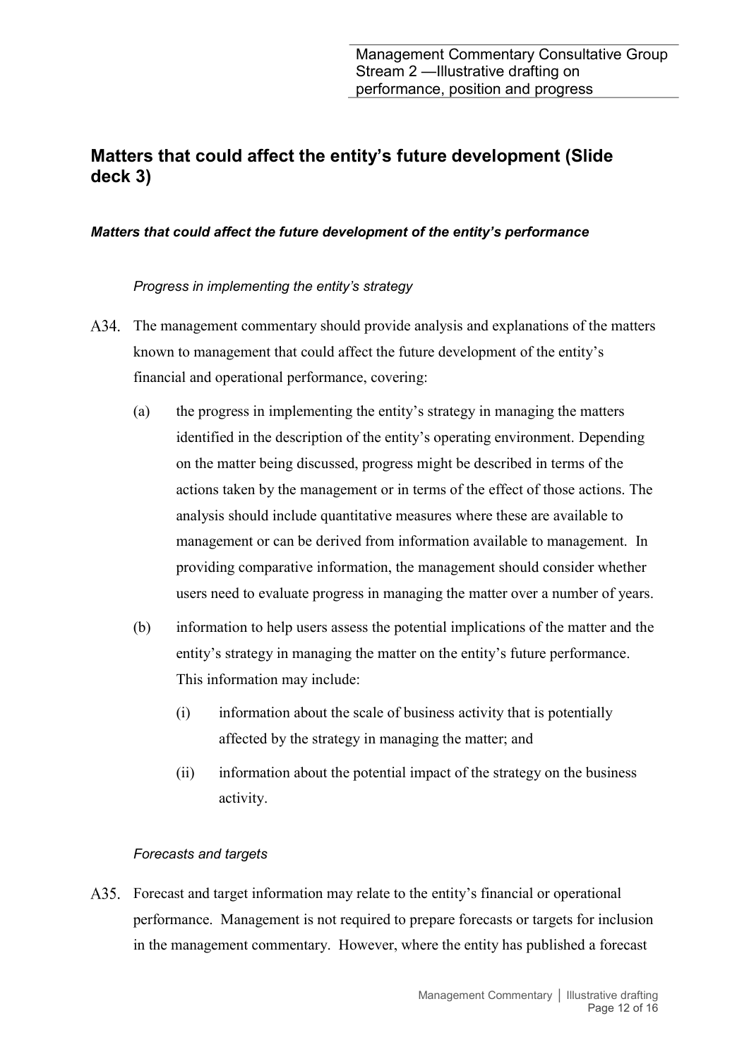## Matters that could affect the entity's future development (Slide deck 3)

### *Matters that could affect the future development of the entity's performance*

*Progress in implementing the entity's strategy*

A34. The management commentary should provide analysis and explanations of the matters known to management that could affect the future development of the entity's financial and operational performance, covering:

(a) the progress in implementing the entity's strategy in managing the matters identified in the description of the entity's operating environment. Depending on the matter being discussed, progress might be described in terms of the actions taken by the management or in terms of the effect of those actions. The analysis should include quantitative measures where these are available to management or can be derived from information available to management. In providing comparative information, the management should consider whether users need to evaluate progress in managing the matter over a number of years.

(b) information to help users assess the potential implications of the matter and the entity's strategy in managing the matter on the entity's future performance. This information may include:

(i) information about the scale of business activity that is potentially affected by the strategy in managing the matter; and

(ii) information about the potential impact of the strategy on the business activity.

*Forecasts and targets*

A35. Forecast and target information may relate to the entity's financial or operational performance. Management is not required to prepare forecasts or targets for inclusion in the management commentary. However, where the entity has published a forecast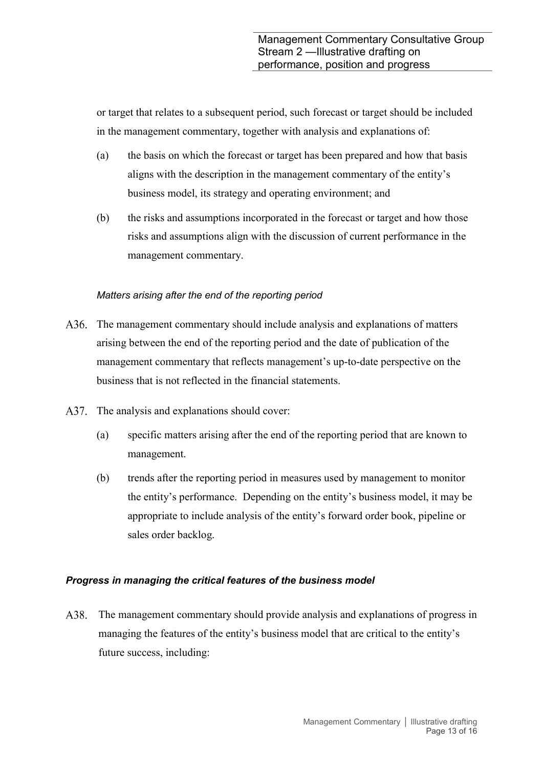or target that relates to a subsequent period, such forecast or target should be included in the management commentary, together with analysis and explanations of:

(a) the basis on which the forecast or target has been prepared and how that basis aligns with the description in the management commentary of the entity's business model, its strategy and operating environment; and

(b) the risks and assumptions incorporated in the forecast or target and how those risks and assumptions align with the discussion of current performance in the management commentary.

*Matters arising after the end of the reporting period*

A36. The management commentary should include analysis and explanations of matters arising between the end of the reporting period and the date of publication of the management commentary that reflects management's up-to-date perspective on the business that is not reflected in the financial statements.

A37. The analysis and explanations should cover:

(a) specific matters arising after the end of the reporting period that are known to management.

(b) trends after the reporting period in measures used by management to monitor the entity's performance. Depending on the entity's business model, it may be appropriate to include analysis of the entity's forward order book, pipeline or sales order backlog.

***Progress in managing the critical features of the business model***

A38. The management commentary should provide analysis and explanations of progress in managing the features of the entity's business model that are critical to the entity's future success, including: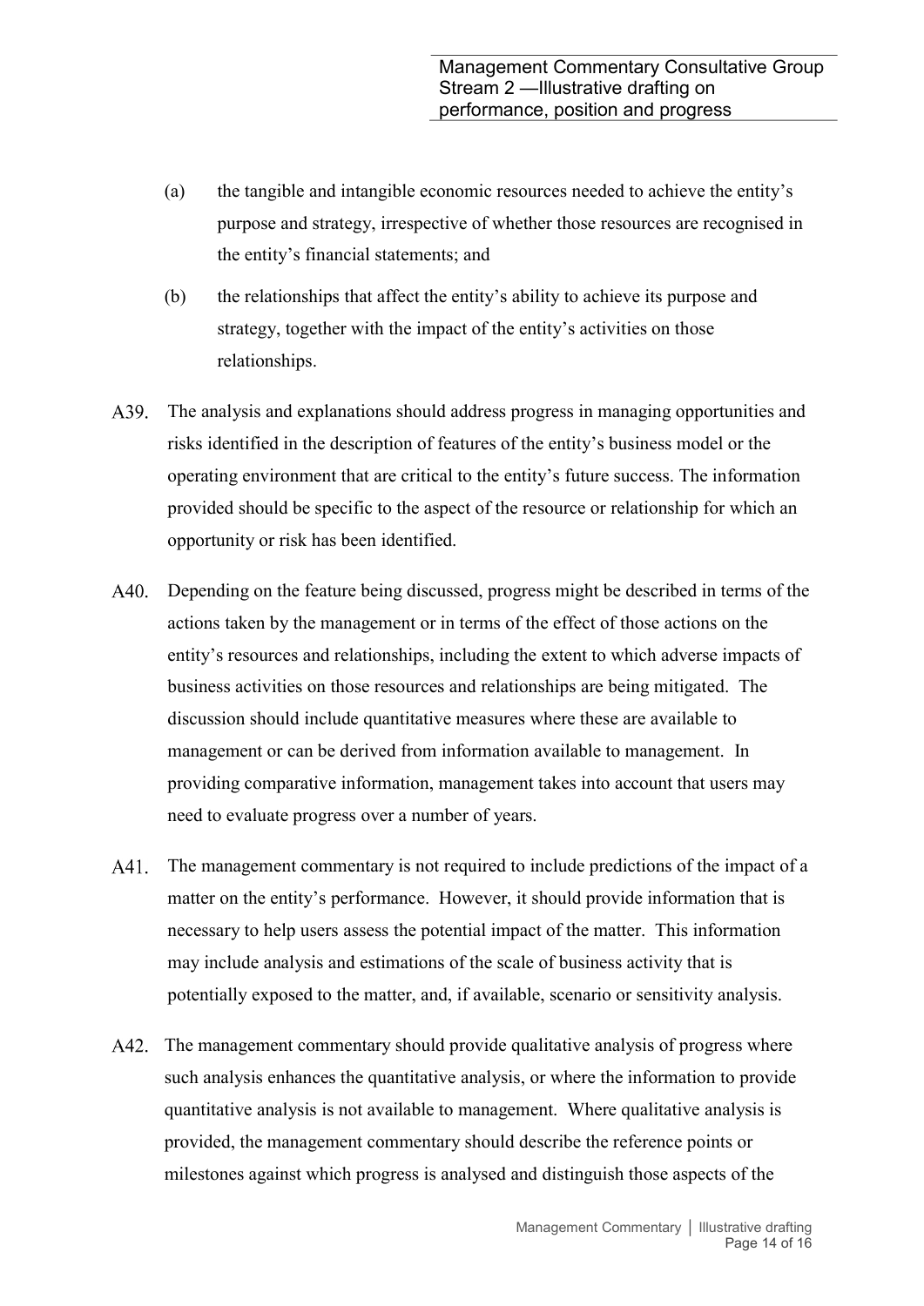(a) the tangible and intangible economic resources needed to achieve the entity's purpose and strategy, irrespective of whether those resources are recognised in the entity's financial statements; and

(b) the relationships that affect the entity's ability to achieve its purpose and strategy, together with the impact of the entity's activities on those relationships.

A39. The analysis and explanations should address progress in managing opportunities and risks identified in the description of features of the entity's business model or the operating environment that are critical to the entity's future success. The information provided should be specific to the aspect of the resource or relationship for which an opportunity or risk has been identified.

A40. Depending on the feature being discussed, progress might be described in terms of the actions taken by the management or in terms of the effect of those actions on the entity's resources and relationships, including the extent to which adverse impacts of business activities on those resources and relationships are being mitigated. The discussion should include quantitative measures where these are available to management or can be derived from information available to management. In providing comparative information, management takes into account that users may need to evaluate progress over a number of years.

A41. The management commentary is not required to include predictions of the impact of a matter on the entity's performance. However, it should provide information that is necessary to help users assess the potential impact of the matter. This information may include analysis and estimations of the scale of business activity that is potentially exposed to the matter, and, if available, scenario or sensitivity analysis.

A42. The management commentary should provide qualitative analysis of progress where such analysis enhances the quantitative analysis, or where the information to provide quantitative analysis is not available to management. Where qualitative analysis is provided, the management commentary should describe the reference points or milestones against which progress is analysed and distinguish those aspects of the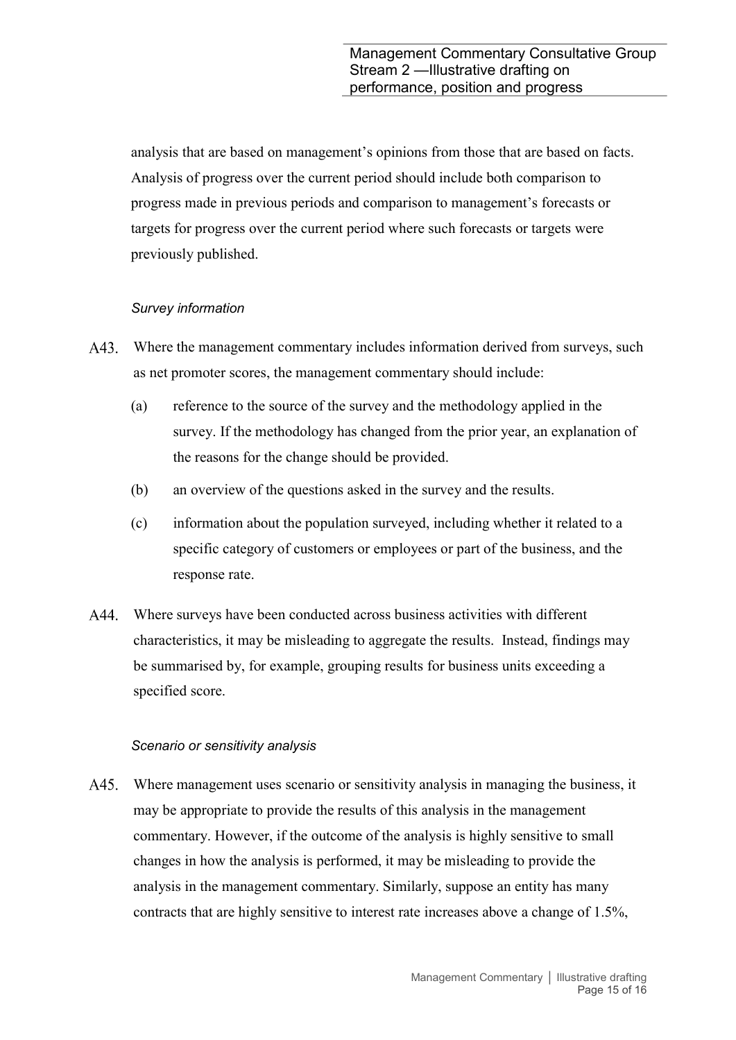analysis that are based on management's opinions from those that are based on facts. Analysis of progress over the current period should include both comparison to progress made in previous periods and comparison to management's forecasts or targets for progress over the current period where such forecasts or targets were previously published.

*Survey information*

A43. Where the management commentary includes information derived from surveys, such as net promoter scores, the management commentary should include:

(a) reference to the source of the survey and the methodology applied in the survey. If the methodology has changed from the prior year, an explanation of the reasons for the change should be provided.

(b) an overview of the questions asked in the survey and the results.

(c) information about the population surveyed, including whether it related to a specific category of customers or employees or part of the business, and the response rate.

A44. Where surveys have been conducted across business activities with different characteristics, it may be misleading to aggregate the results. Instead, findings may be summarised by, for example, grouping results for business units exceeding a specified score.

*Scenario or sensitivity analysis*

A45. Where management uses scenario or sensitivity analysis in managing the business, it may be appropriate to provide the results of this analysis in the management commentary. However, if the outcome of the analysis is highly sensitive to small changes in how the analysis is performed, it may be misleading to provide the analysis in the management commentary. Similarly, suppose an entity has many contracts that are highly sensitive to interest rate increases above a change of 1.5%,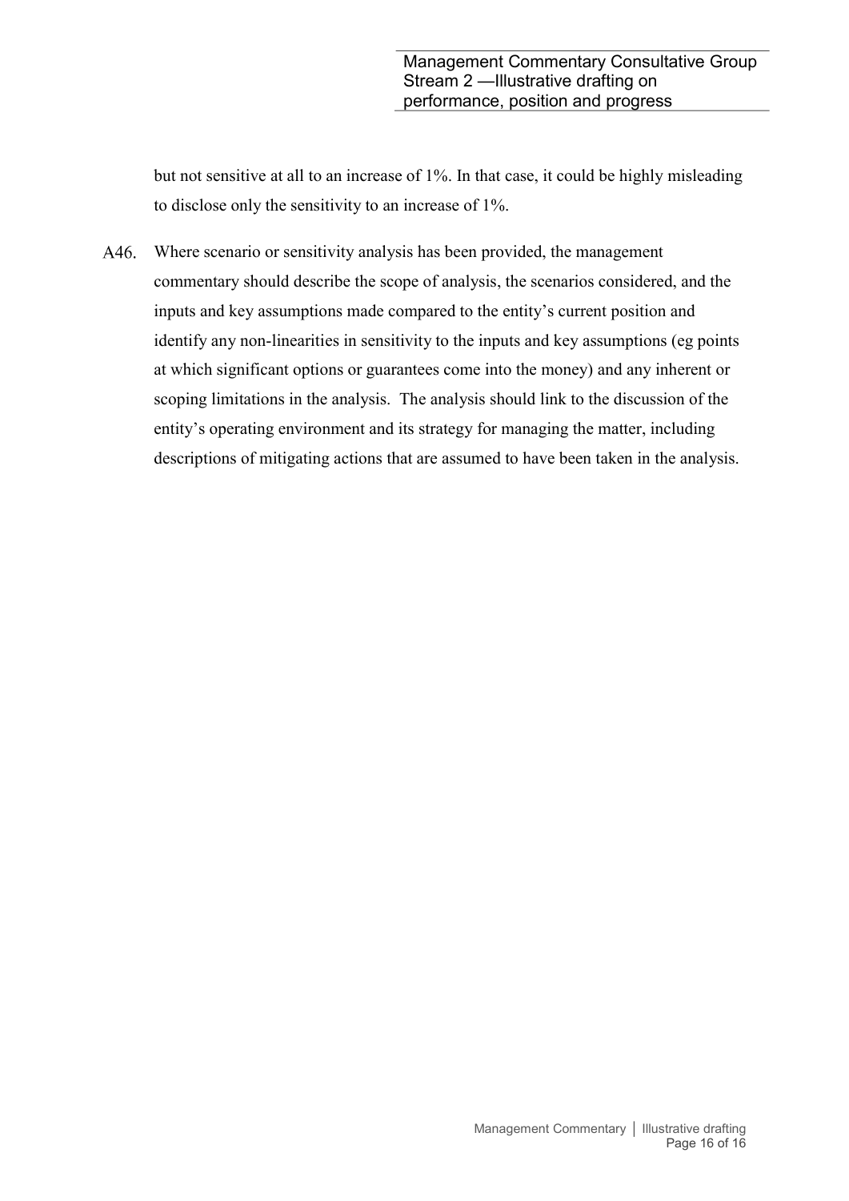but not sensitive at all to an increase of 1%. In that case, it could be highly misleading to disclose only the sensitivity to an increase of 1%.

A46. Where scenario or sensitivity analysis has been provided, the management commentary should describe the scope of analysis, the scenarios considered, and the inputs and key assumptions made compared to the entity's current position and identify any non-linearities in sensitivity to the inputs and key assumptions (eg points at which significant options or guarantees come into the money) and any inherent or scoping limitations in the analysis. The analysis should link to the discussion of the entity's operating environment and its strategy for managing the matter, including descriptions of mitigating actions that are assumed to have been taken in the analysis.